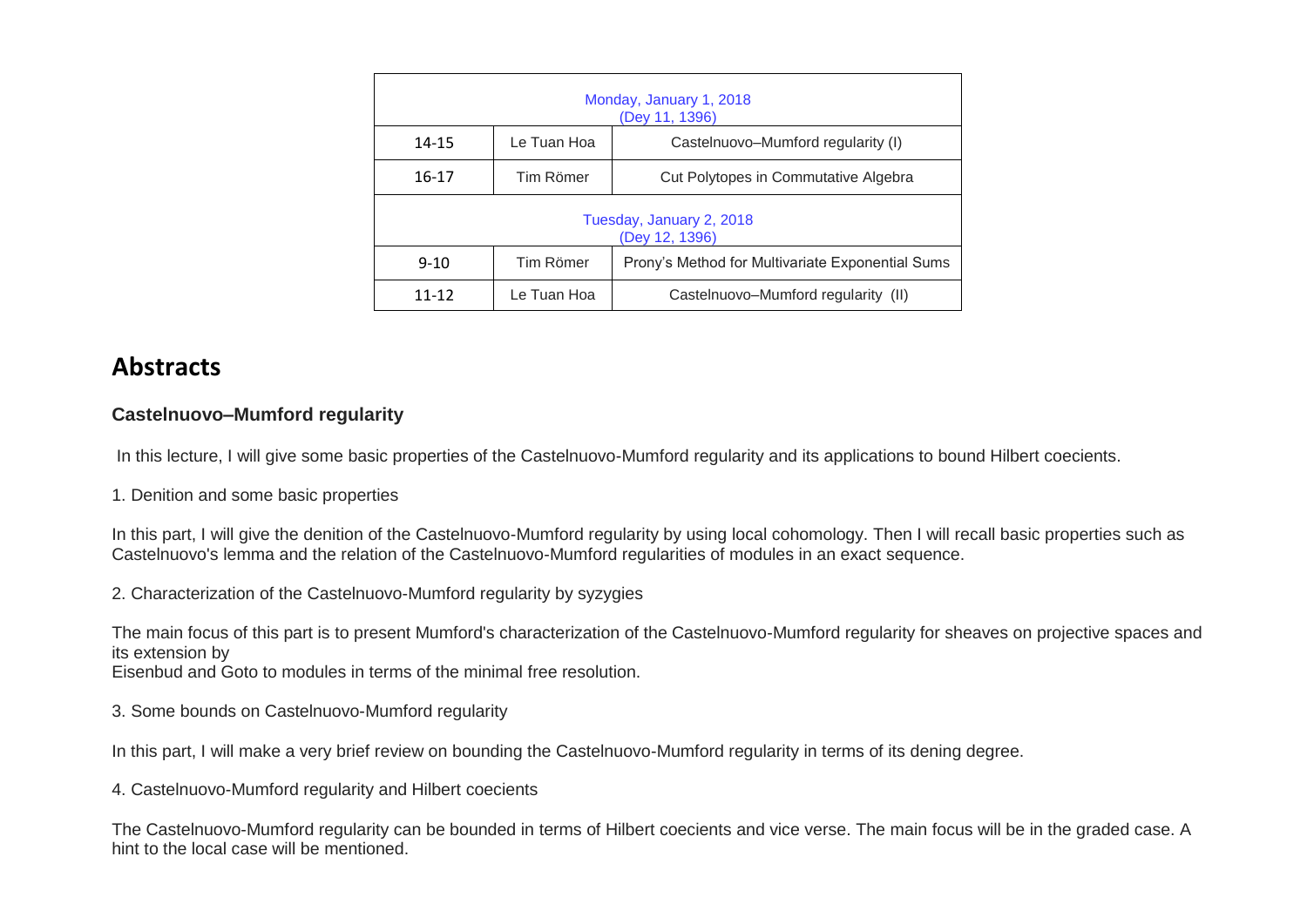| Monday, January 1, 2018 (Dey 11, 1396) | | |
|---|---|---|
| 14-15 | Le Tuan Hoa | Castelnuovo–Mumford regularity (I) |
| 16-17 | Tim Römer | Cut Polytopes in Commutative Algebra |
| **Tuesday, January 2, 2018 (Dey 12, 1396)** | | |
| 9-10 | Tim Römer | Prony's Method for Multivariate Exponential Sums |
| 11-12 | Le Tuan Hoa | Castelnuovo–Mumford regularity (II) |

## Abstracts

### Castelnuovo–Mumford regularity

In this lecture, I will give some basic properties of the Castelnuovo-Mumford regularity and its applications to bound Hilbert coecients.

1. Denition and some basic properties

In this part, I will give the denition of the Castelnuovo-Mumford regularity by using local cohomology. Then I will recall basic properties such as Castelnuovo's lemma and the relation of the Castelnuovo-Mumford regularities of modules in an exact sequence.

2. Characterization of the Castelnuovo-Mumford regularity by syzygies

The main focus of this part is to present Mumford's characterization of the Castelnuovo-Mumford regularity for sheaves on projective spaces and its extension by
Eisenbud and Goto to modules in terms of the minimal free resolution.

3. Some bounds on Castelnuovo-Mumford regularity

In this part, I will make a very brief review on bounding the Castelnuovo-Mumford regularity in terms of its dening degree.

4. Castelnuovo-Mumford regularity and Hilbert coecients

The Castelnuovo-Mumford regularity can be bounded in terms of Hilbert coecients and vice verse. The main focus will be in the graded case. A hint to the local case will be mentioned.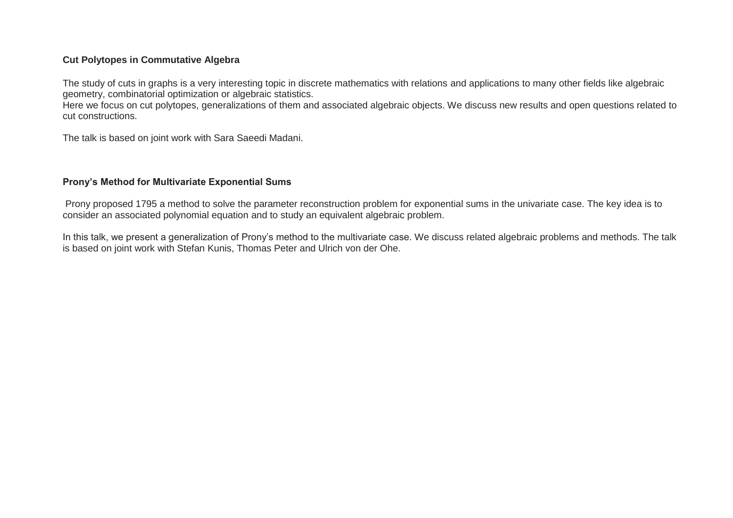### Cut Polytopes in Commutative Algebra

The study of cuts in graphs is a very interesting topic in discrete mathematics with relations and applications to many other fields like algebraic geometry, combinatorial optimization or algebraic statistics.
Here we focus on cut polytopes, generalizations of them and associated algebraic objects. We discuss new results and open questions related to cut constructions.

The talk is based on joint work with Sara Saeedi Madani.

### Prony's Method for Multivariate Exponential Sums

Prony proposed 1795 a method to solve the parameter reconstruction problem for exponential sums in the univariate case. The key idea is to consider an associated polynomial equation and to study an equivalent algebraic problem.

In this talk, we present a generalization of Prony's method to the multivariate case. We discuss related algebraic problems and methods. The talk is based on joint work with Stefan Kunis, Thomas Peter and Ulrich von der Ohe.